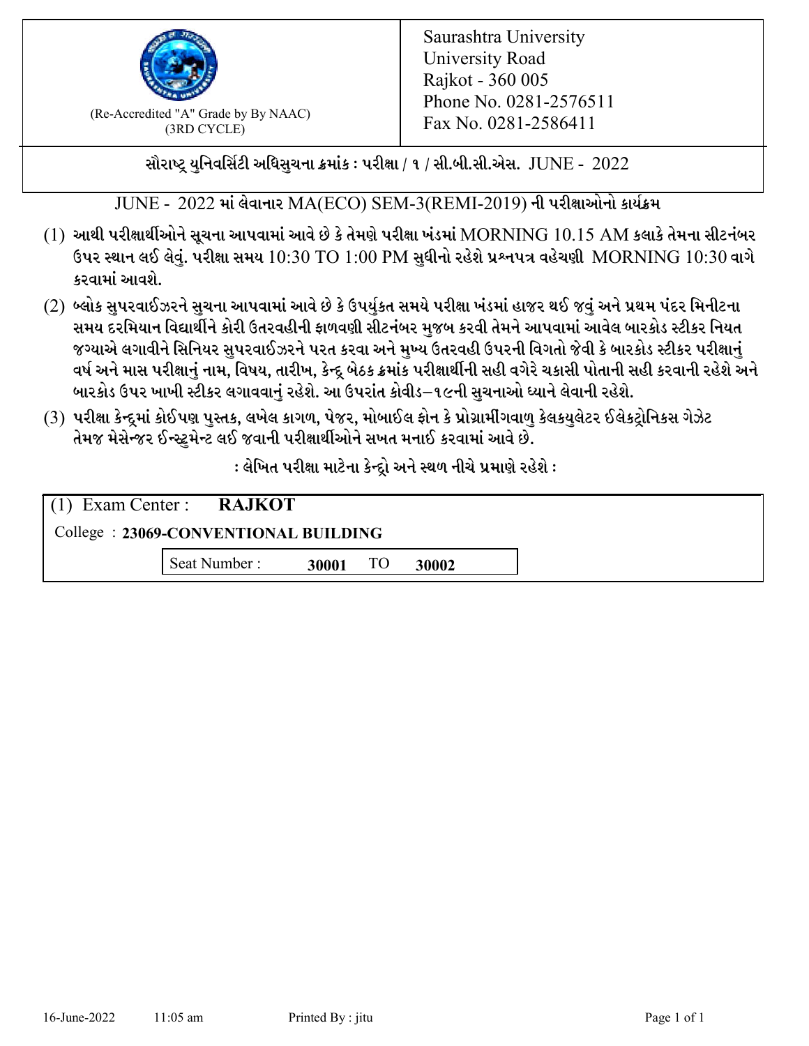(Re-Accredited "A" Grade by By NAAC)
(3RD CYCLE)

Saurashtra University
University Road
Rajkot - 360 005
Phone No. 0281-2576511
Fax No. 0281-2586411

**સૌરાષ્ટ્ર યુનિવર્સિટી અધિસુચના ક્રમાંક : પરીક્ષા / ૧ / સી.બી.સી.એસ. JUNE - 2022**

**JUNE - 2022 માં લેવાનાર MA(ECO) SEM-3(REMI-2019) ની પરીક્ષાઓનો કાર્યક્રમ**

(1) આથી પરીક્ષાર્થીઓને સૂચના આપવામાં આવે છે કે તેમણે પરીક્ષા ખંડમાં MORNING 10.15 AM કલાકે તેમના સીટનંબર ઉપર સ્થાન લઈ લેવું. પરીક્ષા સમય 10:30 TO 1:00 PM સુધીનો રહેશે પ્રશ્નપત્ર વહેચણી MORNING 10:30 વાગે કરવામાં આવશે.

(2) બ્લોક સુપરવાઈઝરને સુચના આપવામાં આવે છે કે ઉપર્યુકત સમયે પરીક્ષા ખંડમાં હાજર થઈ જવું અને પ્રથમ પંદર મિનીટના સમય દરમિયાન વિદ્યાર્થીને કોરી ઉતરવહીની ફાળવણી સીટનંબર મુજબ કરવી તેમને આપવામાં આવેલ બારકોડ સ્ટીકર નિયત જગ્યાએ લગાવીને સિનિયર સુપરવાઈઝરને પરત કરવા અને મુખ્ય ઉતરવહી ઉપરની વિગતો જેવી કે બારકોડ સ્ટીકર પરીક્ષાનું વર્ષ અને માસ પરીક્ષાનું નામ, વિષય, તારીખ, કેન્દ્ર બેઠક ક્રમાંક પરીક્ષાર્થીની સહી વગેરે ચકાસી પોતાની સહી કરવાની રહેશે અને બારકોડ ઉપર ખાખી સ્ટીકર લગાવવાનું રહેશે. આ ઉપરાંત કોવીડ–૧૯ની સુચનાઓ ધ્યાને લેવાની રહેશે.

(3) પરીક્ષા કેન્દ્રમાં કોઈપણ પુસ્તક, લખેલ કાગળ, પેજર, મોબાઈલ ફોન કે પ્રોગ્રામીંગવાળુ કેલકયુલેટર ઈલેકટ્રોનિકસ ગેઝેટ તેમજ મેસેન્જર ઈન્સ્ટ્રુમેન્ટ લઈ જવાની પરીક્ષાર્થીઓને સખત મનાઈ કરવામાં આવે છે.

**: લેખિત પરીક્ષા માટેના કેન્દ્રો અને સ્થળ નીચે પ્રમાણે રહેશે :**

(1) Exam Center : **RAJKOT**

College : **23069-CONVENTIONAL BUILDING**

Seat Number : **30001** TO **30002**

16-June-2022 11:05 am Printed By : jitu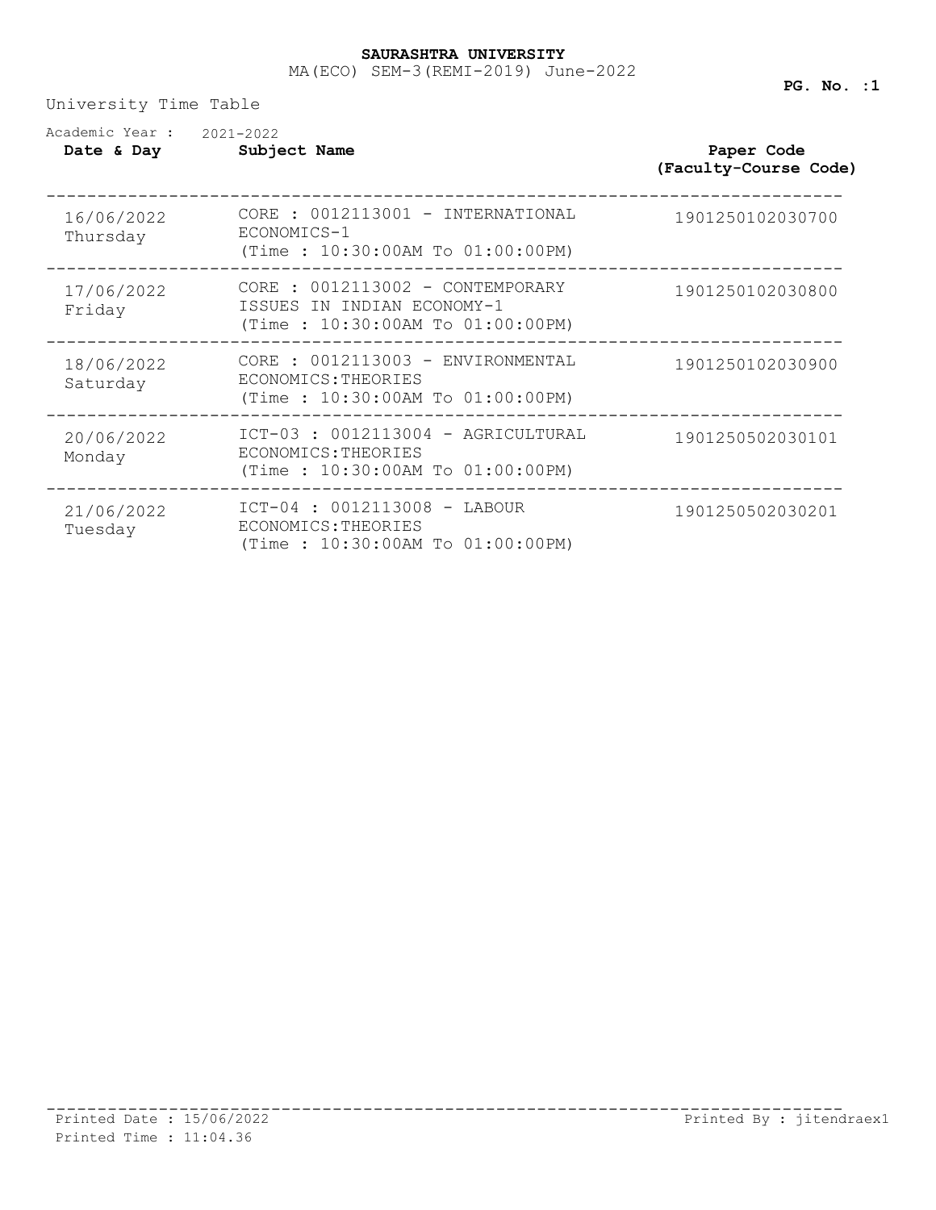# SAURASHTRA UNIVERSITY

MA(ECO) SEM-3(REMI-2019) June-2022

University Time Table

Academic Year : 2021-2022

| Date & Day | Subject Name | Paper Code (Faculty-Course Code) |
|---|---|---|
| 16/06/2022 Thursday | CORE : 0012113001 - INTERNATIONAL ECONOMICS-1 (Time : 10:30:00AM To 01:00:00PM) | 1901250102030700 |
| 17/06/2022 Friday | CORE : 0012113002 - CONTEMPORARY ISSUES IN INDIAN ECONOMY-1 (Time : 10:30:00AM To 01:00:00PM) | 1901250102030800 |
| 18/06/2022 Saturday | CORE : 0012113003 - ENVIRONMENTAL ECONOMICS:THEORIES (Time : 10:30:00AM To 01:00:00PM) | 1901250102030900 |
| 20/06/2022 Monday | ICT-03 : 0012113004 - AGRICULTURAL ECONOMICS:THEORIES (Time : 10:30:00AM To 01:00:00PM) | 1901250502030101 |
| 21/06/2022 Tuesday | ICT-04 : 0012113008 - LABOUR ECONOMICS:THEORIES (Time : 10:30:00AM To 01:00:00PM) | 1901250502030201 |

Printed Date : 15/06/2022
Printed Time : 11:04.36

Printed By : jitendraex1